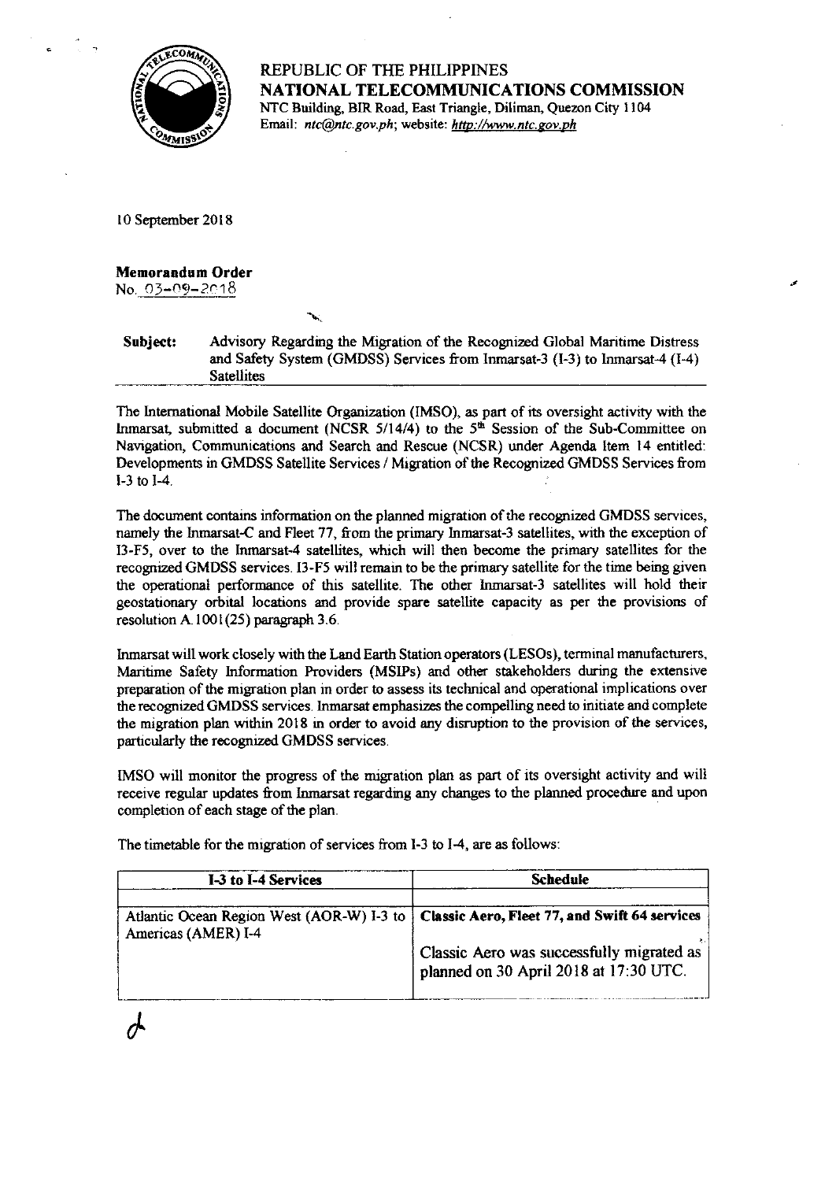REPUBLIC OF THE PHILIPPINES
**NATIONAL TELECOMMUNICATIONS COMMISSION**
NTC Building, BIR Road, East Triangle, Diliman, Quezon City 1104
Email: *ntc@ntc.gov.ph*; website: *http://www.ntc.gov.ph*

10 September 2018

**Memorandum Order**
No. 03-09-2018

**Subject:** Advisory Regarding the Migration of the Recognized Global Maritime Distress and Safety System (GMDSS) Services from Inmarsat-3 (I-3) to Inmarsat-4 (I-4) Satellites

The International Mobile Satellite Organization (IMSO), as part of its oversight activity with the Inmarsat, submitted a document (NCSR 5/14/4) to the 5th Session of the Sub-Committee on Navigation, Communications and Search and Rescue (NCSR) under Agenda Item 14 entitled: Developments in GMDSS Satellite Services / Migration of the Recognized GMDSS Services from I-3 to I-4.

The document contains information on the planned migration of the recognized GMDSS services, namely the Inmarsat-C and Fleet 77, from the primary Inmarsat-3 satellites, with the exception of I3-F5, over to the Inmarsat-4 satellites, which will then become the primary satellites for the recognized GMDSS services. I3-F5 will remain to be the primary satellite for the time being given the operational performance of this satellite. The other Inmarsat-3 satellites will hold their geostationary orbital locations and provide spare satellite capacity as per the provisions of resolution A.1001(25) paragraph 3.6.

Inmarsat will work closely with the Land Earth Station operators (LESOs), terminal manufacturers, Maritime Safety Information Providers (MSIPs) and other stakeholders during the extensive preparation of the migration plan in order to assess its technical and operational implications over the recognized GMDSS services. Inmarsat emphasizes the compelling need to initiate and complete the migration plan within 2018 in order to avoid any disruption to the provision of the services, particularly the recognized GMDSS services.

IMSO will monitor the progress of the migration plan as part of its oversight activity and will receive regular updates from Inmarsat regarding any changes to the planned procedure and upon completion of each stage of the plan.

The timetable for the migration of services from I-3 to I-4, are as follows:

| I-3 to I-4 Services | Schedule |
|---|---|
| | |
| Atlantic Ocean Region West (AOR-W) I-3 to Americas (AMER) I-4 | **Classic Aero, Fleet 77, and Swift 64 services**<br><br>Classic Aero was successfully migrated as planned on 30 April 2018 at 17:30 UTC. |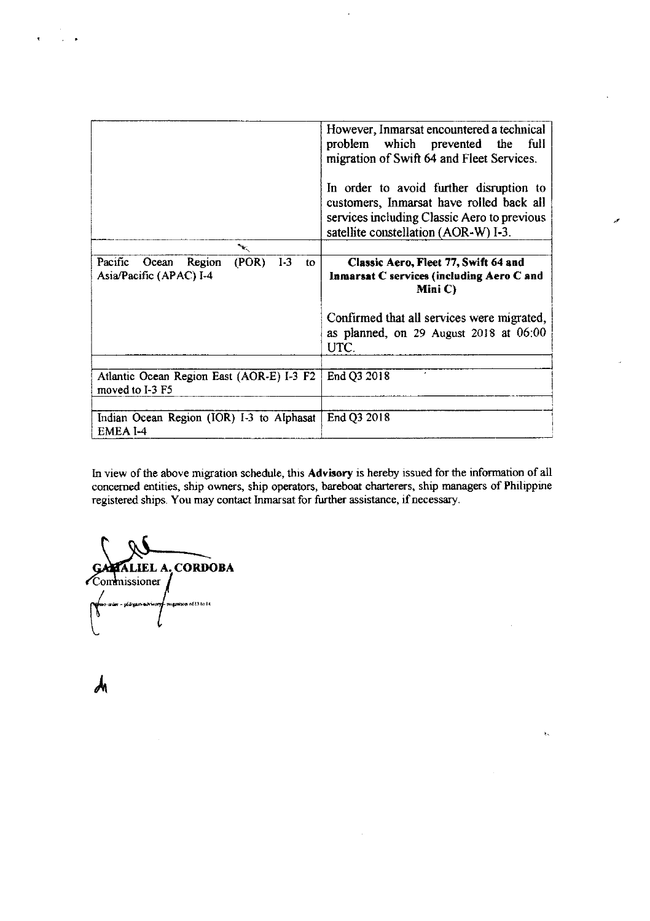| | |
|---|---|
| | However, Inmarsat encountered a technical problem which prevented the full migration of Swift 64 and Fleet Services.<br><br>In order to avoid further disruption to customers, Inmarsat have rolled back all services including Classic Aero to previous satellite constellation (AOR-W) I-3. |
| Pacific Ocean Region (POR) I-3 to Asia/Pacific (APAC) I-4 | **Classic Aero, Fleet 77, Swift 64 and Inmarsat C services (including Aero C and Mini C)**<br><br>Confirmed that all services were migrated, as planned, on 29 August 2018 at 06:00 UTC. |
| Atlantic Ocean Region East (AOR-E) I-3 F2 moved to I-3 F5 | End Q3 2018 |
| Indian Ocean Region (IOR) I-3 to Alphasat EMEA I-4 | End Q3 2018 |

In view of the above migration schedule, this **Advisory** is hereby issued for the information of all concerned entities, ship owners, ship operators, bareboat charterers, ship managers of Philippine registered ships. You may contact Inmarsat for further assistance, if necessary.

**GAMALIEL A. CORDOBA**
Commissioner